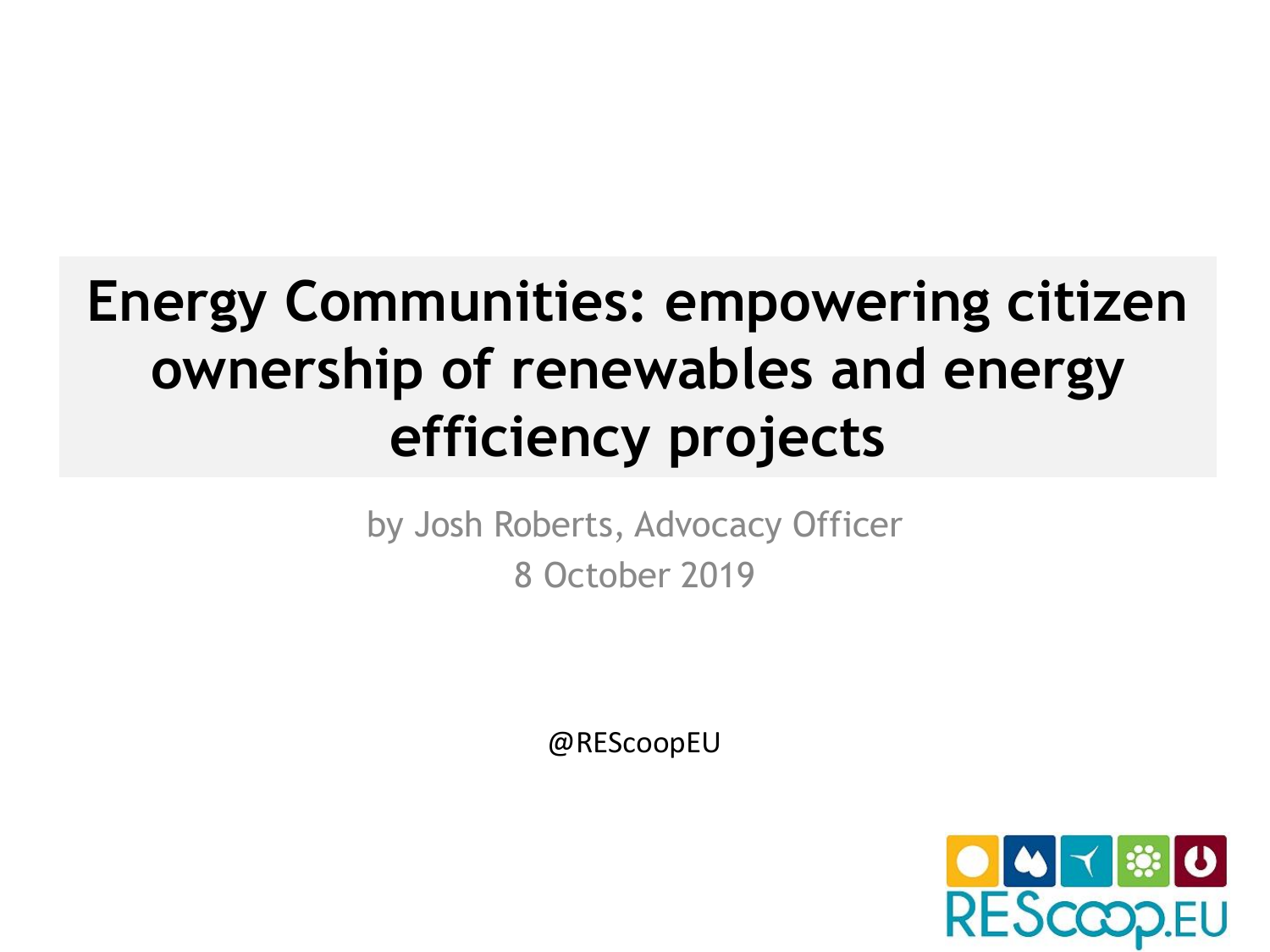# Energy Communities: empowering citizen ownership of renewables and energy efficiency projects

by Josh Roberts, Advocacy Officer

8 October 2019

@REScoopEU

REScoop.EU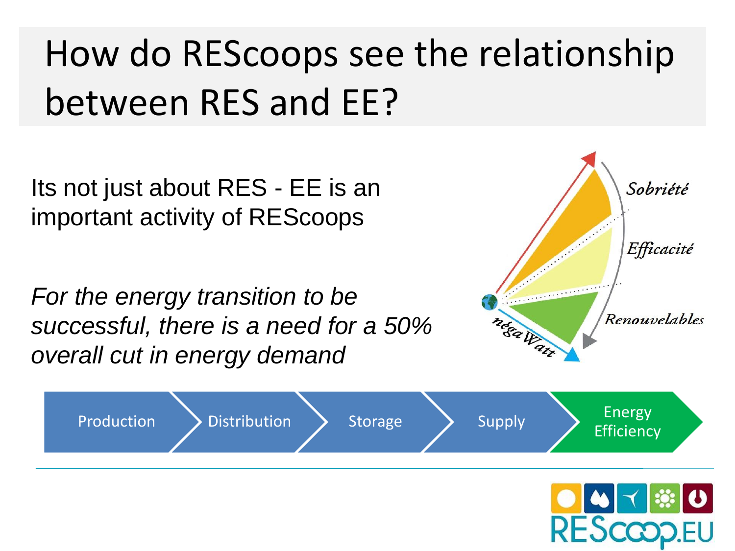# How do REScoops see the relationship between RES and EE?

Its not just about RES - EE is an important activity of REScoops

*For the energy transition to be successful, there is a need for a 50% overall cut in energy demand*

Sobriété

Efficacité

Renouvelables

négaWatt

Production → Distribution → Storage → Supply → Energy Efficiency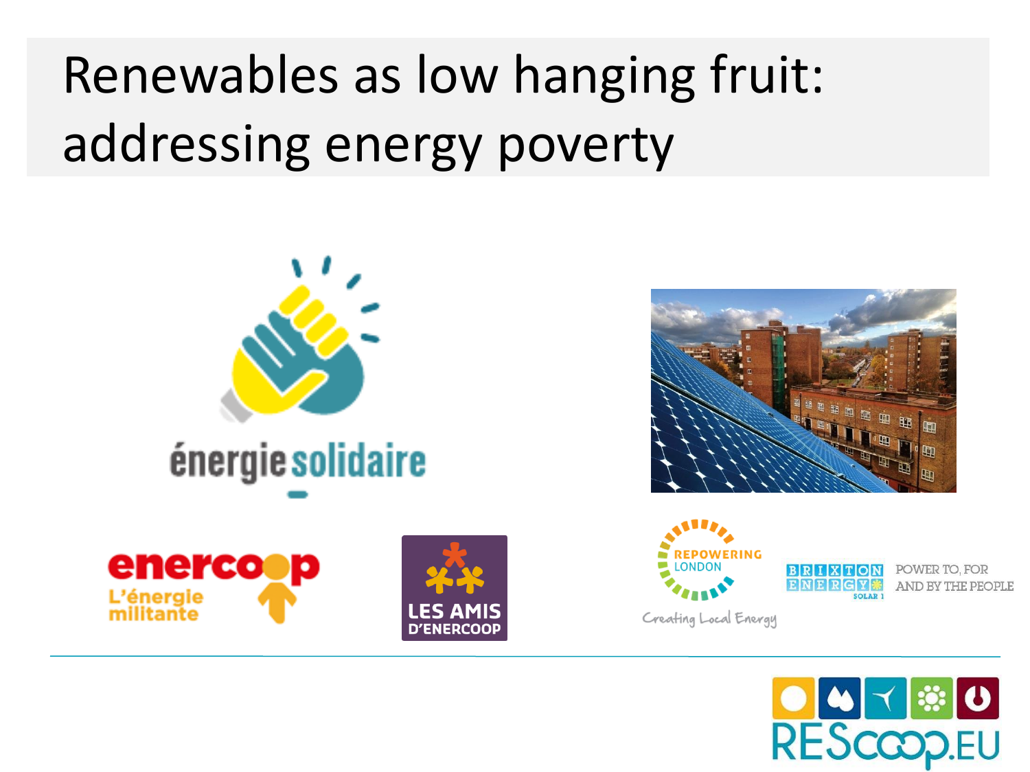# Renewables as low hanging fruit: addressing energy poverty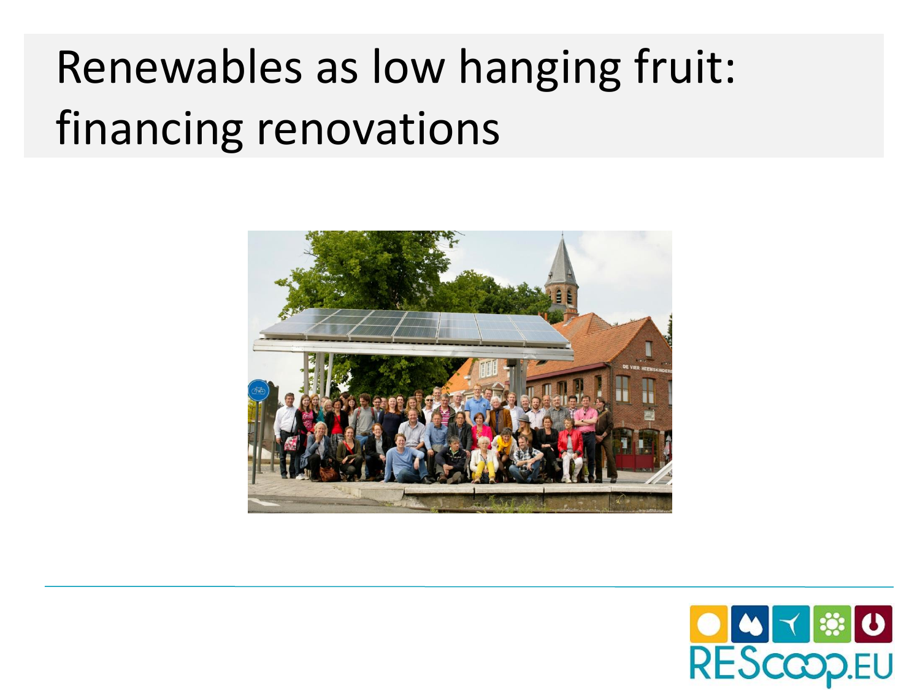# Renewables as low hanging fruit: financing renovations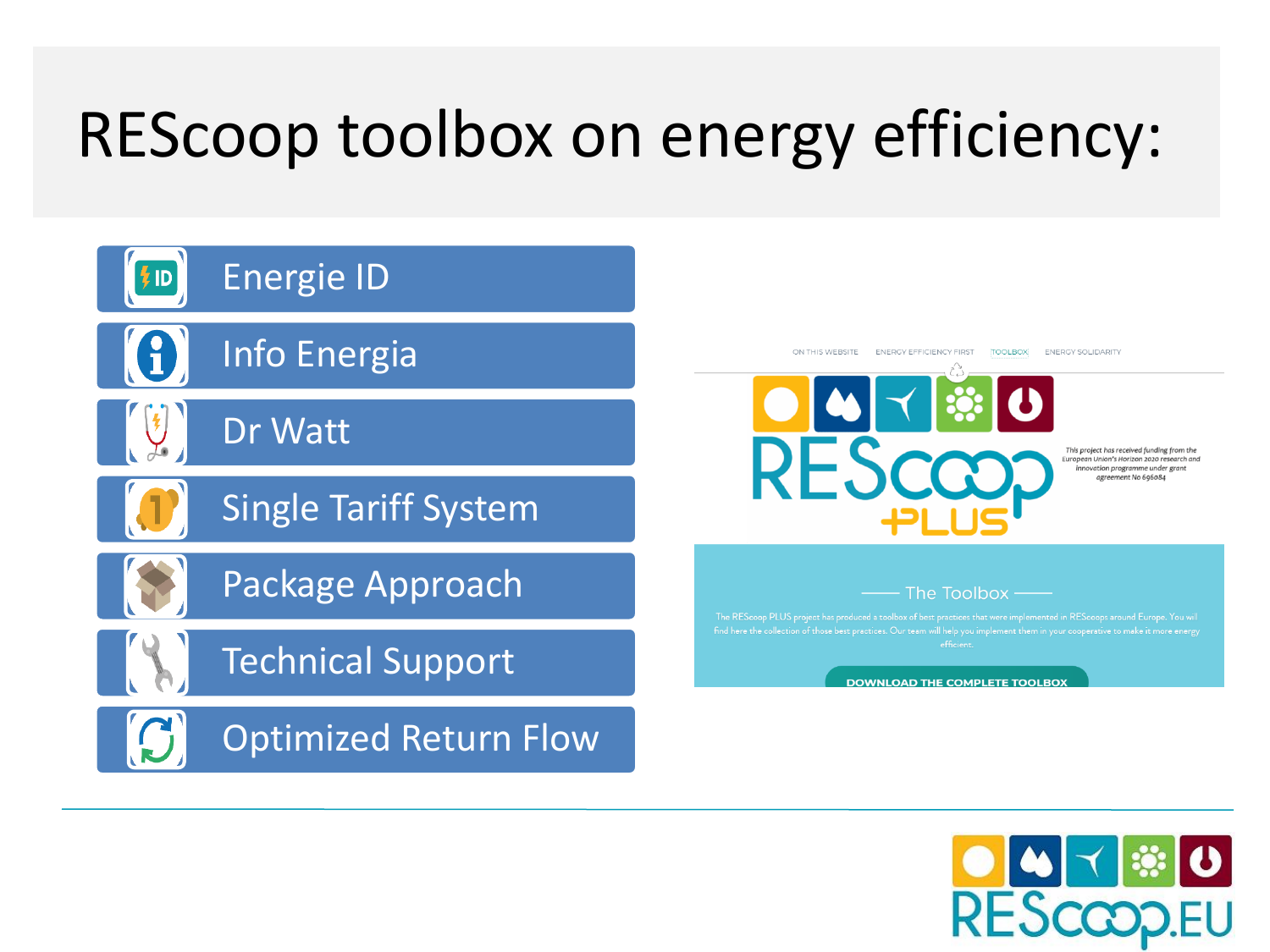# RESCoop toolbox on energy efficiency:

- Energie ID
- Info Energia
- Dr Watt
- Single Tariff System
- Package Approach
- Technical Support
- Optimized Return Flow

ON THIS WEBSITE   ENERGY EFFICIENCY FIRST   TOOLBOX   ENERGY SOLIDARITY

REScoop PLUS

*This project has received funding from the European Union's Horizon 2020 research and innovation programme under grant agreement No 696084*

The Toolbox

The REScoop PLUS project has produced a toolbox of best practices that were implemented in REScoops around Europe. You will find here the collection of those best practices. Our team will help you implement them in your cooperative to make it more energy efficient.

DOWNLOAD THE COMPLETE TOOLBOX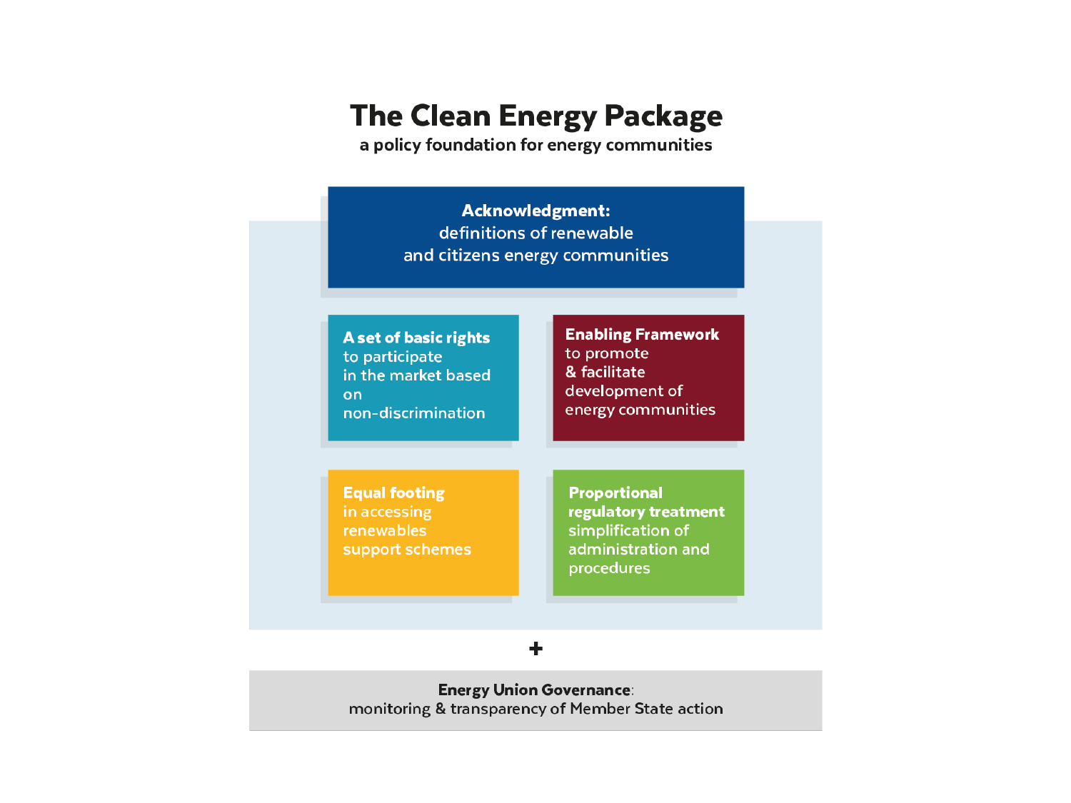# The Clean Energy Package

a policy foundation for energy communities

**Acknowledgment:**
definitions of renewable and citizens energy communities

**A set of basic rights** to participate in the market based on non-discrimination

**Enabling Framework** to promote & facilitate development of energy communities

**Equal footing** in accessing renewables support schemes

**Proportional regulatory treatment** simplification of administration and procedures

+

**Energy Union Governance**:
monitoring & transparency of Member State action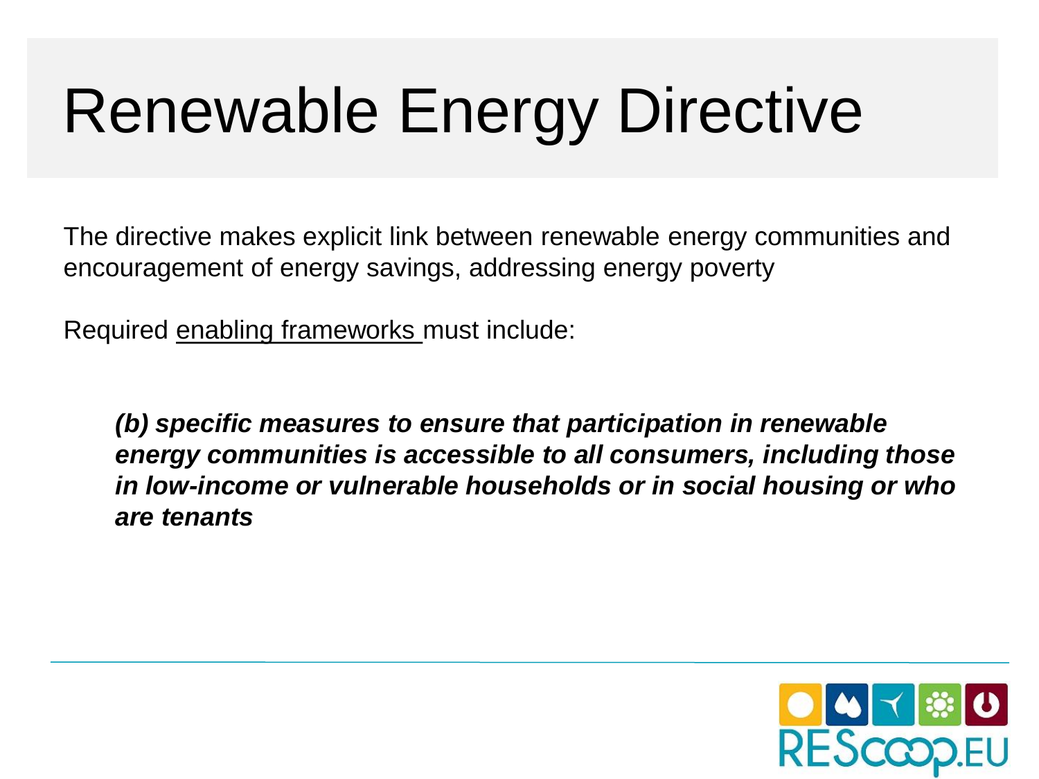# Renewable Energy Directive

The directive makes explicit link between renewable energy communities and encouragement of energy savings, addressing energy poverty

Required enabling frameworks must include:

> ***(b) specific measures to ensure that participation in renewable energy communities is accessible to all consumers, including those in low-income or vulnerable households or in social housing or who are tenants***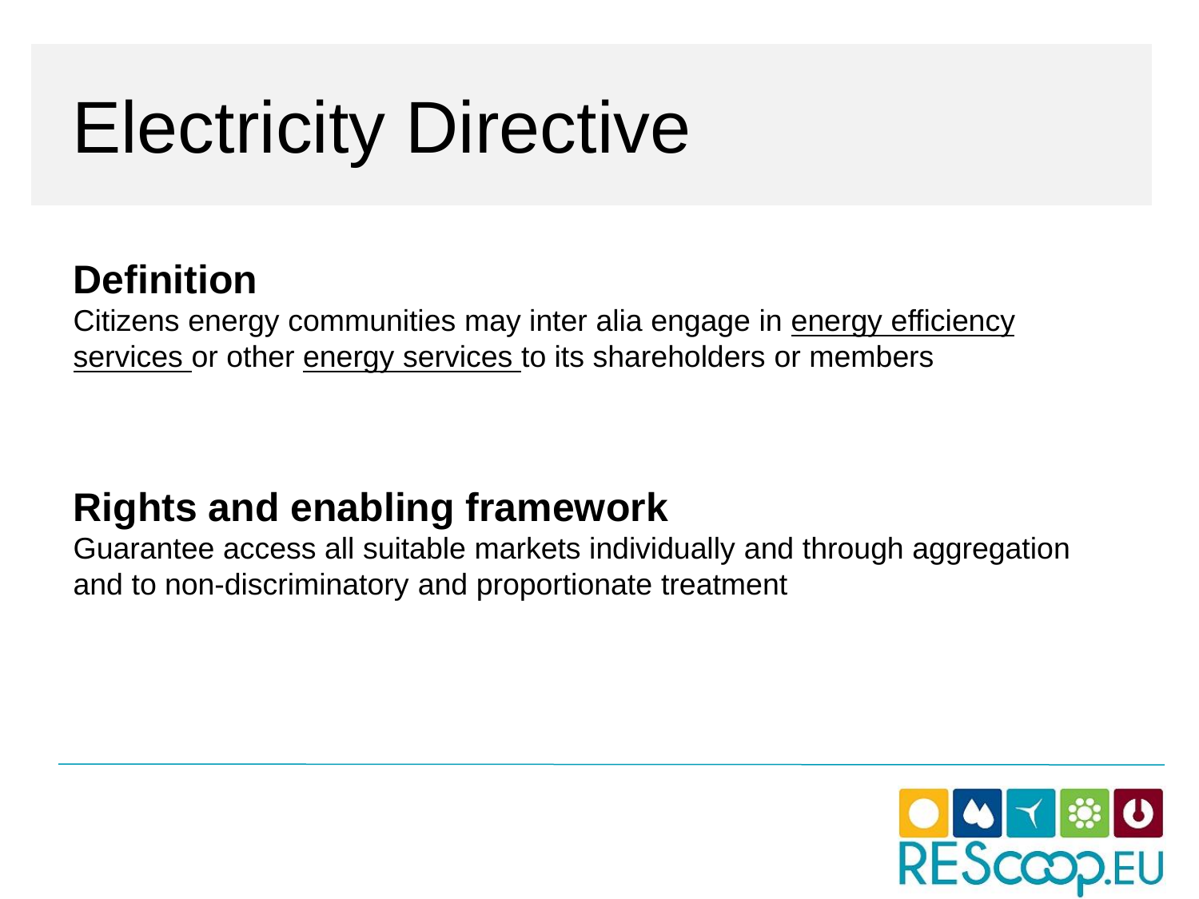# Electricity Directive

## Definition

Citizens energy communities may inter alia engage in <u>energy efficiency services</u> or other <u>energy services</u> to its shareholders or members

## Rights and enabling framework

Guarantee access all suitable markets individually and through aggregation and to non-discriminatory and proportionate treatment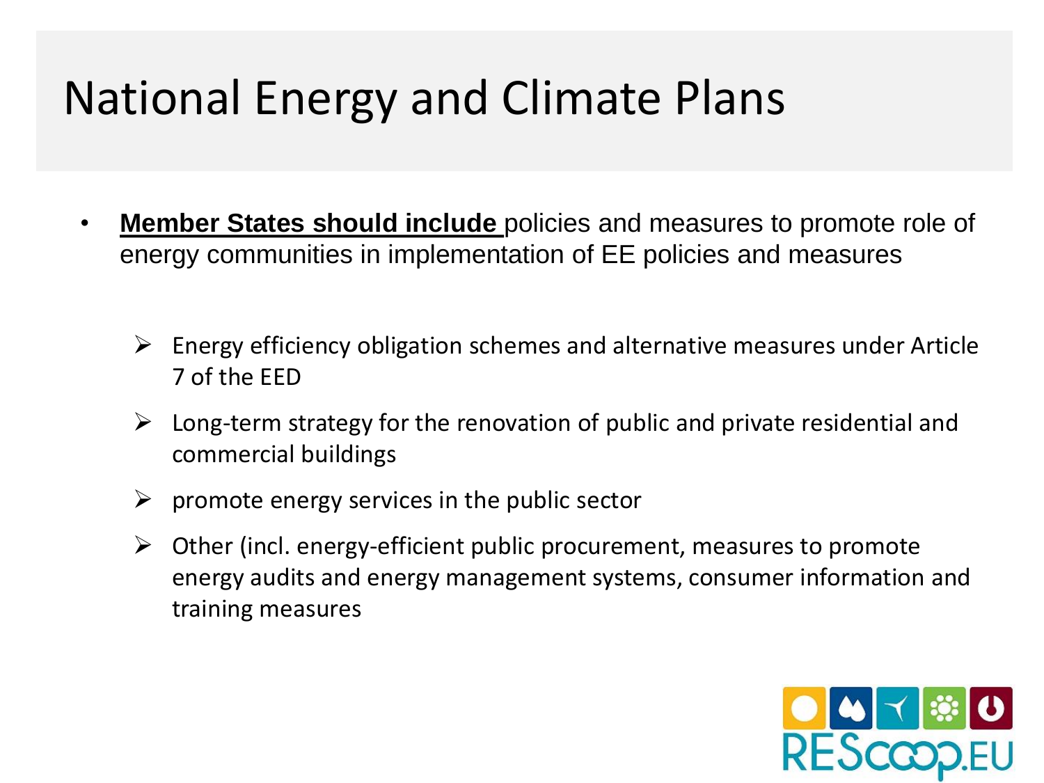# National Energy and Climate Plans

- **Member States should include** policies and measures to promote role of energy communities in implementation of EE policies and measures

  - Energy efficiency obligation schemes and alternative measures under Article 7 of the EED
  - Long-term strategy for the renovation of public and private residential and commercial buildings
  - promote energy services in the public sector
  - Other (incl. energy-efficient public procurement, measures to promote energy audits and energy management systems, consumer information and training measures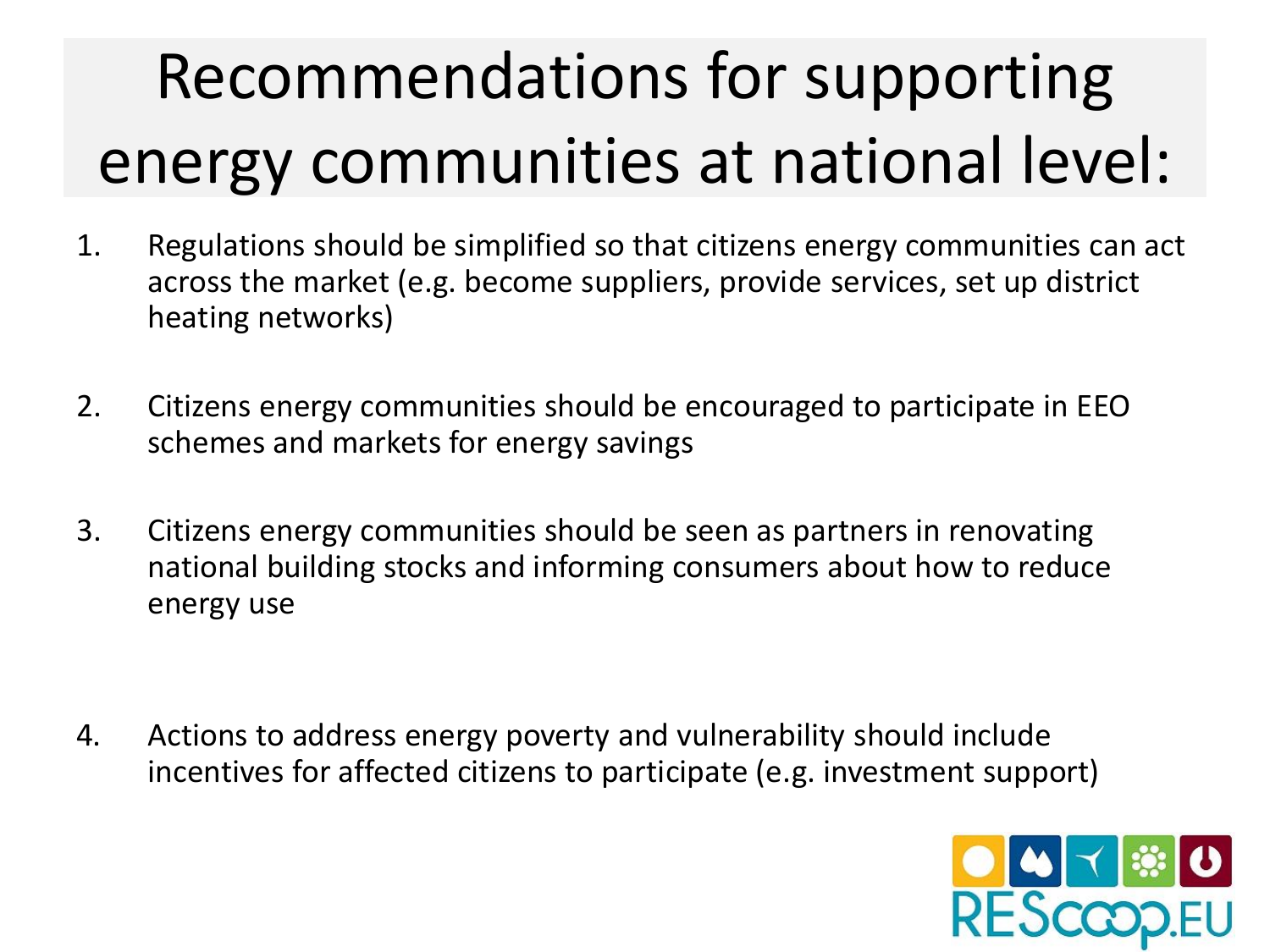# Recommendations for supporting energy communities at national level:

1. Regulations should be simplified so that citizens energy communities can act across the market (e.g. become suppliers, provide services, set up district heating networks)

2. Citizens energy communities should be encouraged to participate in EEO schemes and markets for energy savings

3. Citizens energy communities should be seen as partners in renovating national building stocks and informing consumers about how to reduce energy use

4. Actions to address energy poverty and vulnerability should include incentives for affected citizens to participate (e.g. investment support)

REScoop.EU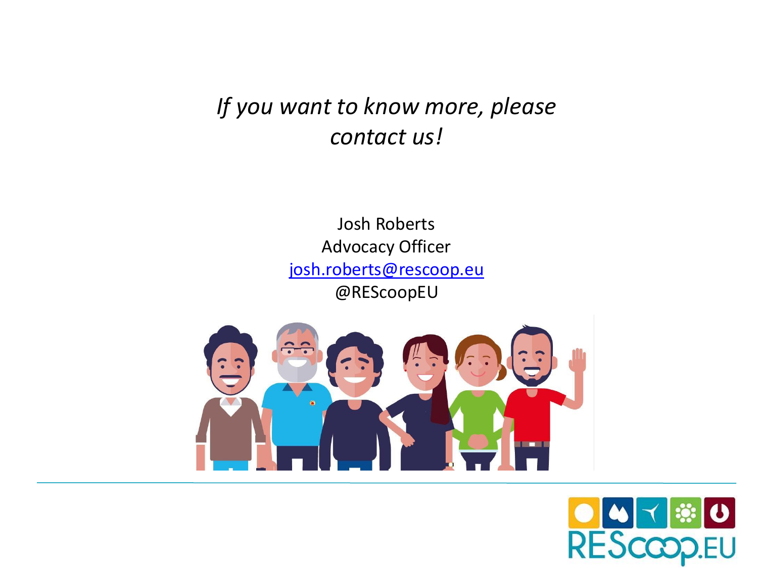*If you want to know more, please contact us!*

Josh Roberts
Advocacy Officer
[josh.roberts@rescoop.eu](mailto:josh.roberts@rescoop.eu)
@REScoopEU